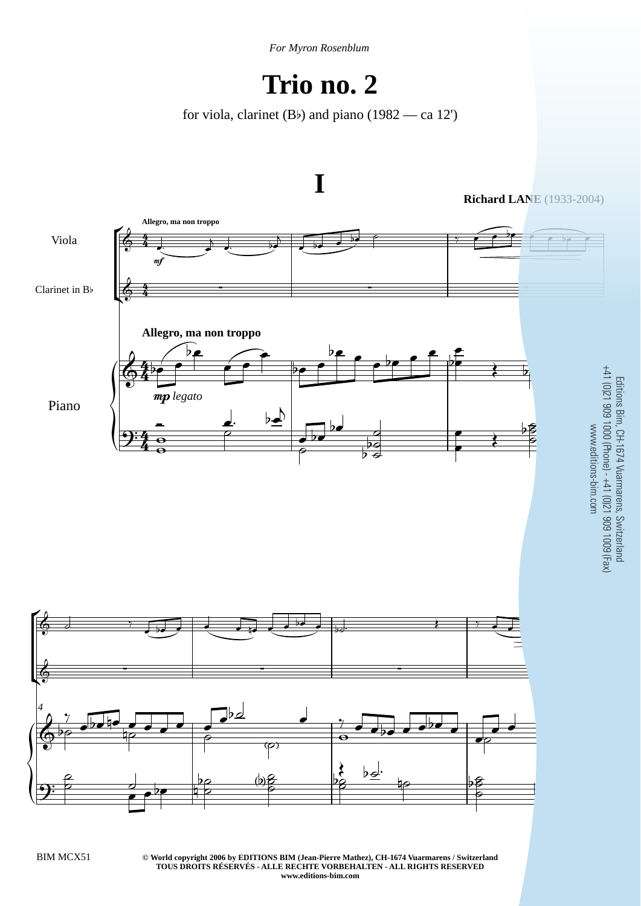*For Myron Rosenblum*

# Trio no. 2

for viola, clarinet (B♭) and piano (1982 — ca 12')

## I

**Richard LANE** (1933-2004)

**Allegro, ma non troppo**

Viola

Clarinet in B♭

Piano

*mf*

*mp legato*

Editions Bim, CH-1674 Vuarmarens, Switzerland
+41 (0)21 909 1000 (Phone) - +41 (0)21 909 1009 (Fax)
www.editions-bim.com

BIM MCX51

**© World copyright 2006 by EDITIONS BIM (Jean-Pierre Mathez), CH-1674 Vuarmarens / Switzerland**
**TOUS DROITS RÉSERVÉS - ALLE RECHTE VORBEHALTEN - ALL RIGHTS RESERVED**
**www.editions-bim.com**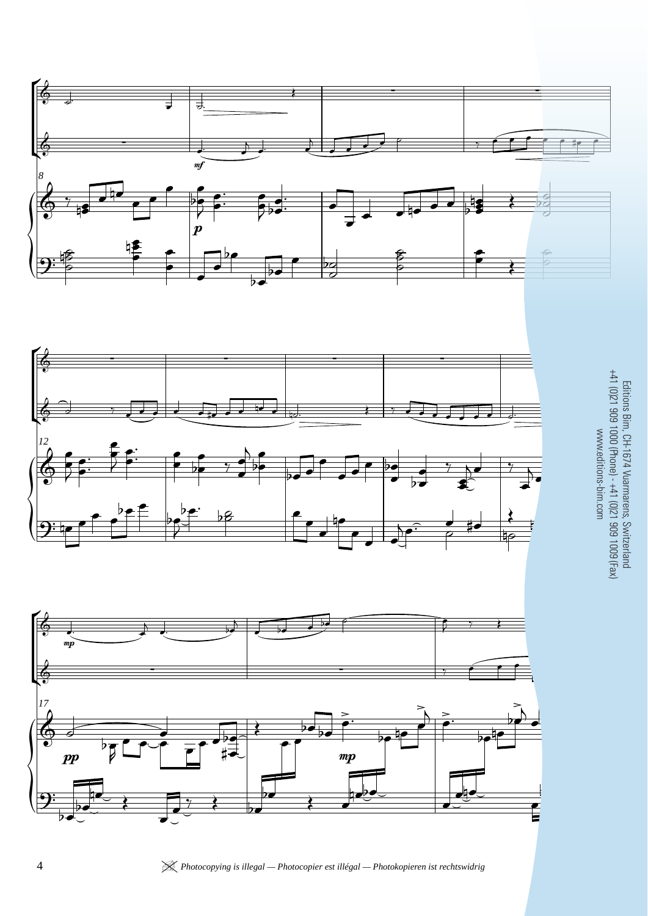Editions Bim, CH-1674 Vuarmarens, Switzerland
+41 (0)21 909 1000 (Phone) - +41 (0)21 909 1009 (Fax)
www.editions-bim.com

*Photocopying is illegal — Photocopier est illégal — Photokopieren ist rechtswidrig*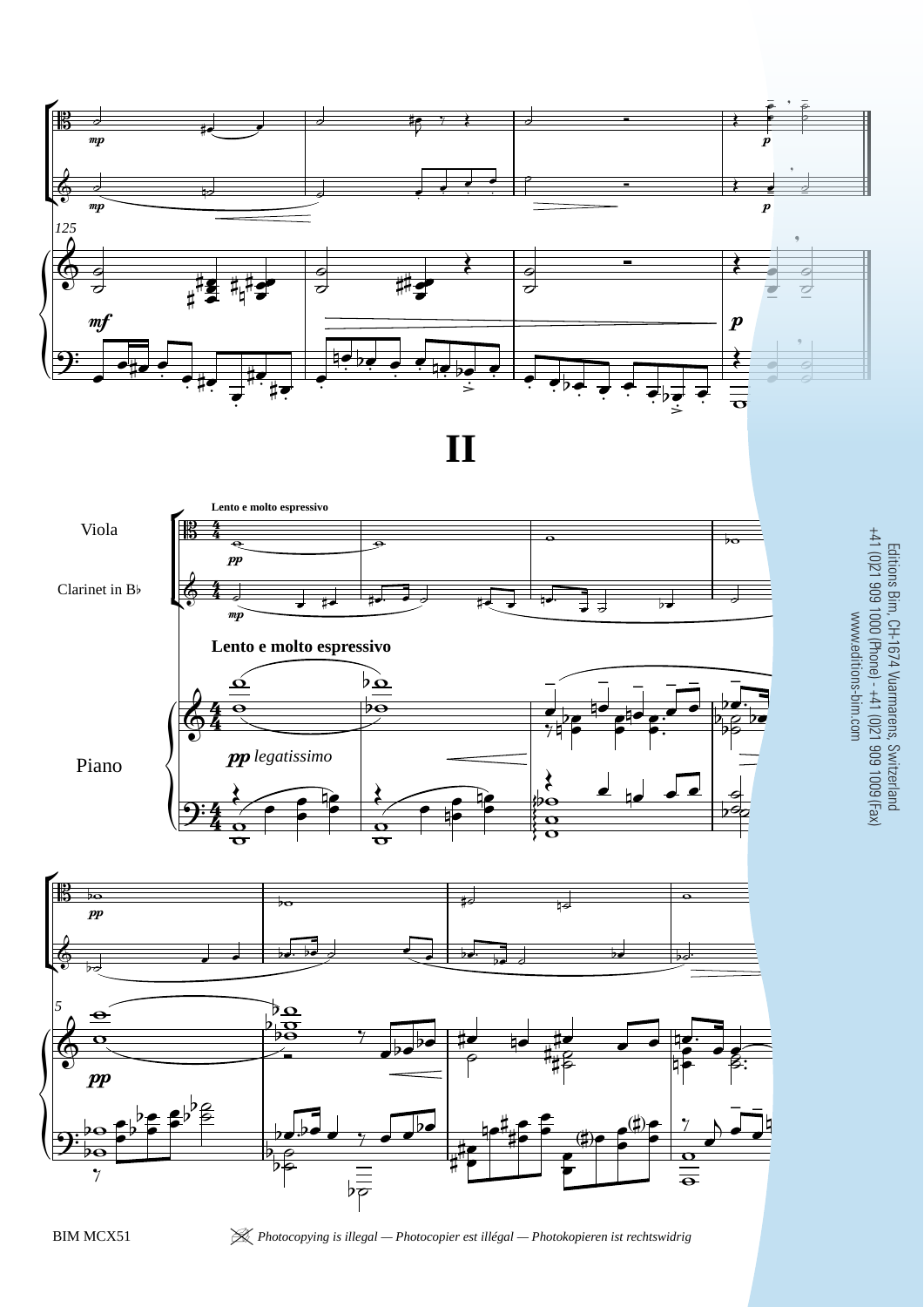# II

Viola

Clarinet in B♭

Lento e molto espressivo

Piano

*pp legatissimo*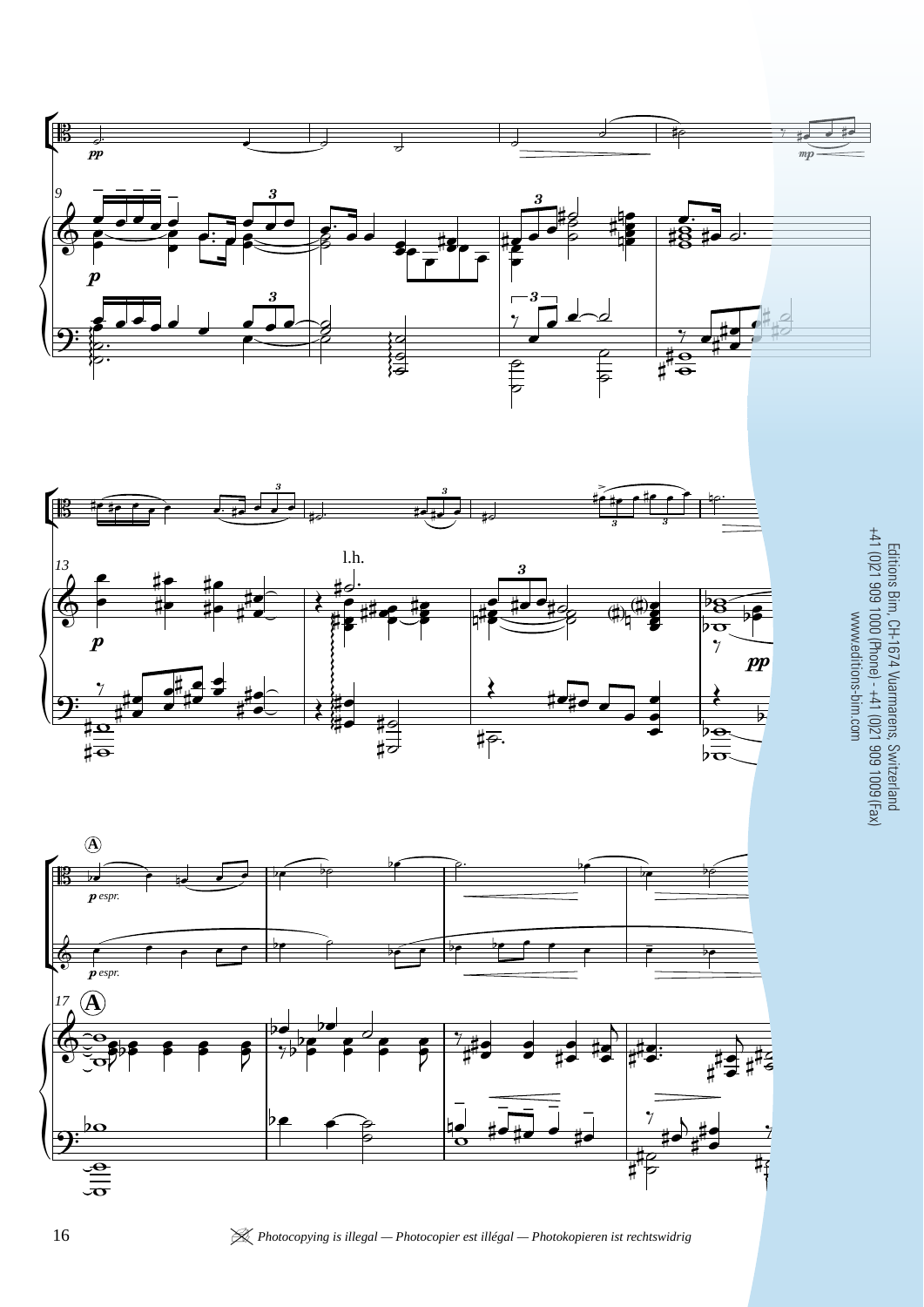Editions Bim, CH-1674 Vuarmarens, Switzerland
+41 (0)21 909 1000 (Phone) - +41 (0)21 909 1009 (Fax)
www.editions-bim.com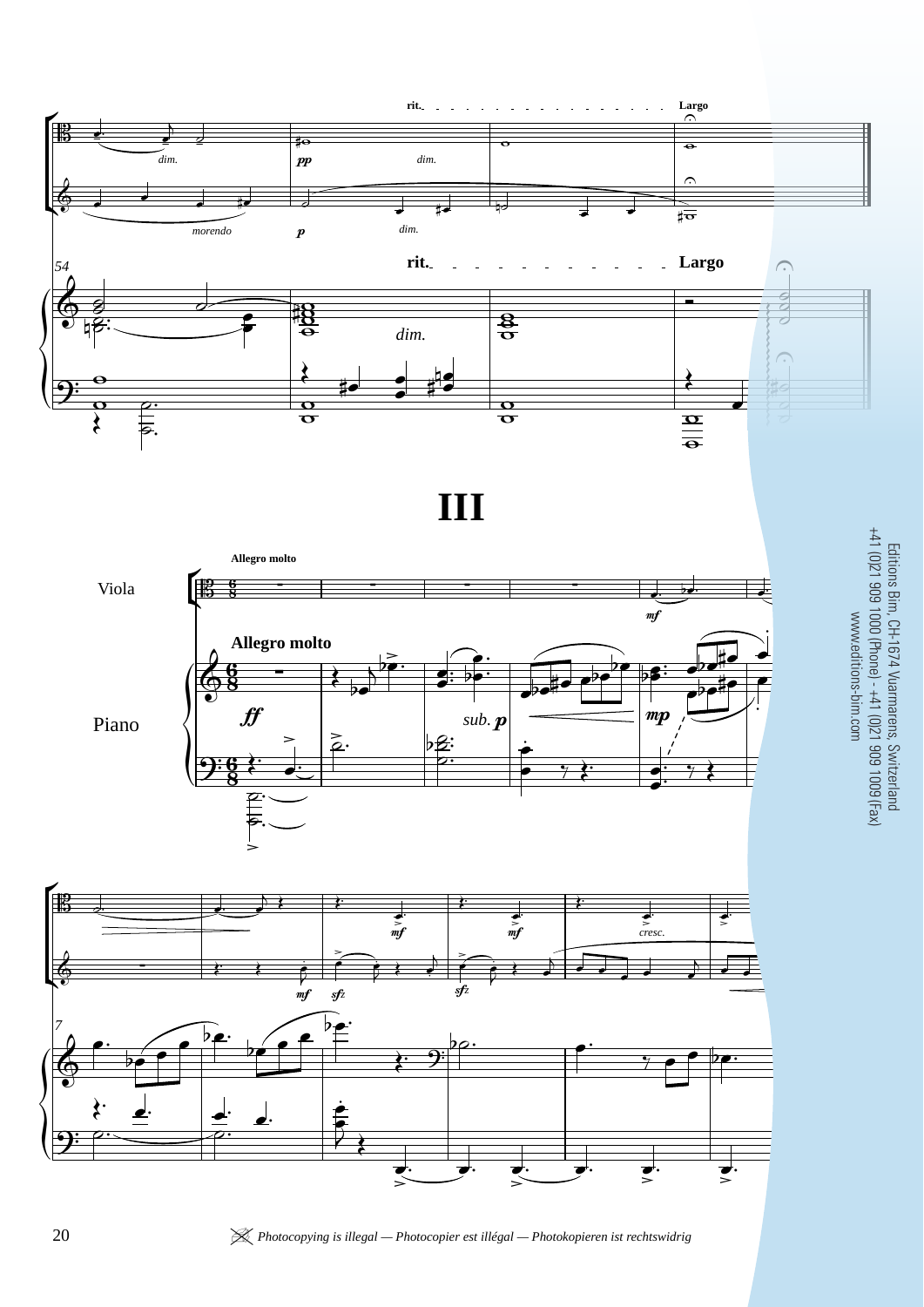# III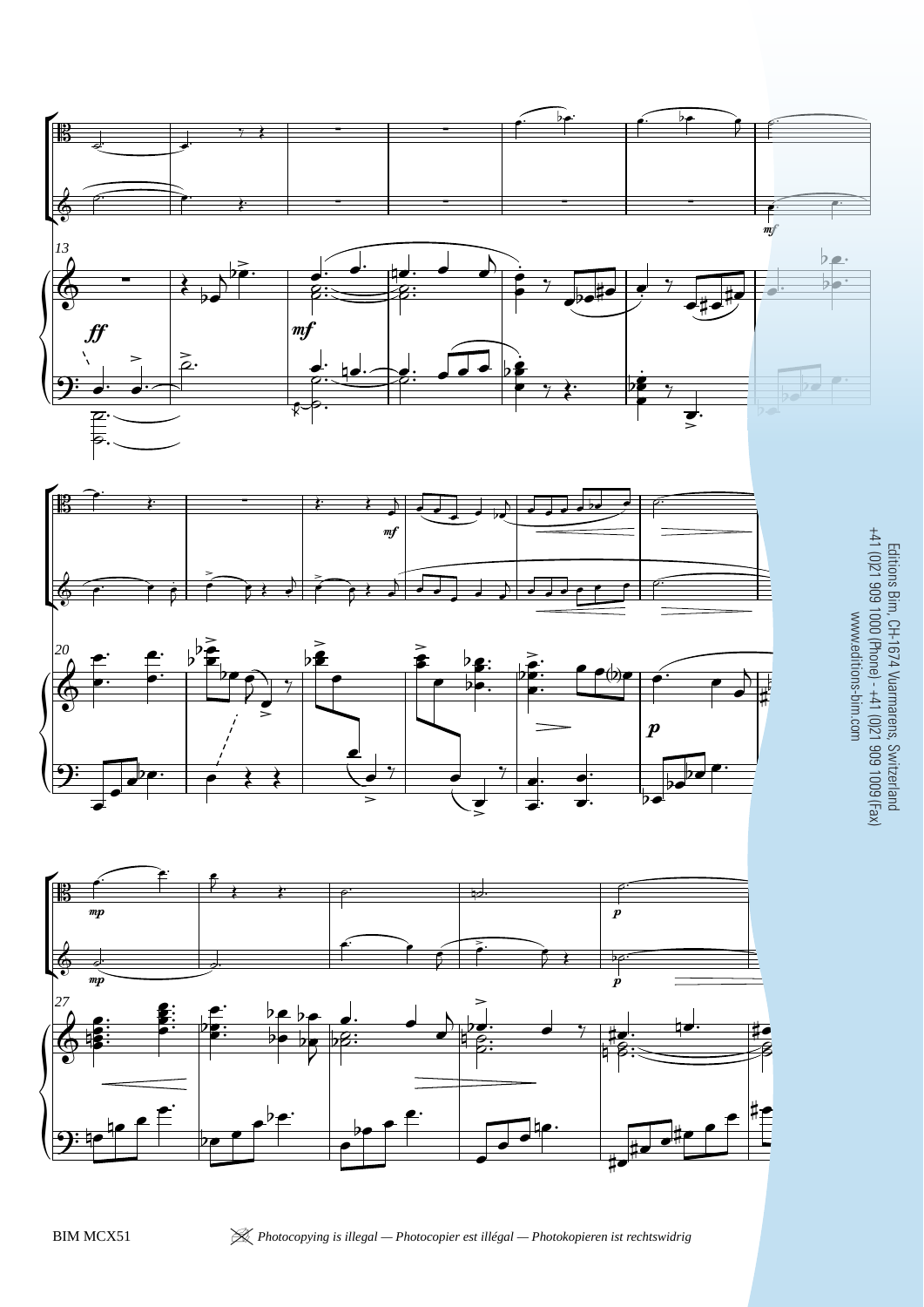Editions Bim, CH-1674 Vuarmarens, Switzerland
+41 (0)21 909 1000 (Phone) - +41 (0)21 909 1009 (Fax)
www.editions-bim.com

BIM MCX51

*Photocopying is illegal — Photocopier est illégal — Photokopieren ist rechtswidrig*